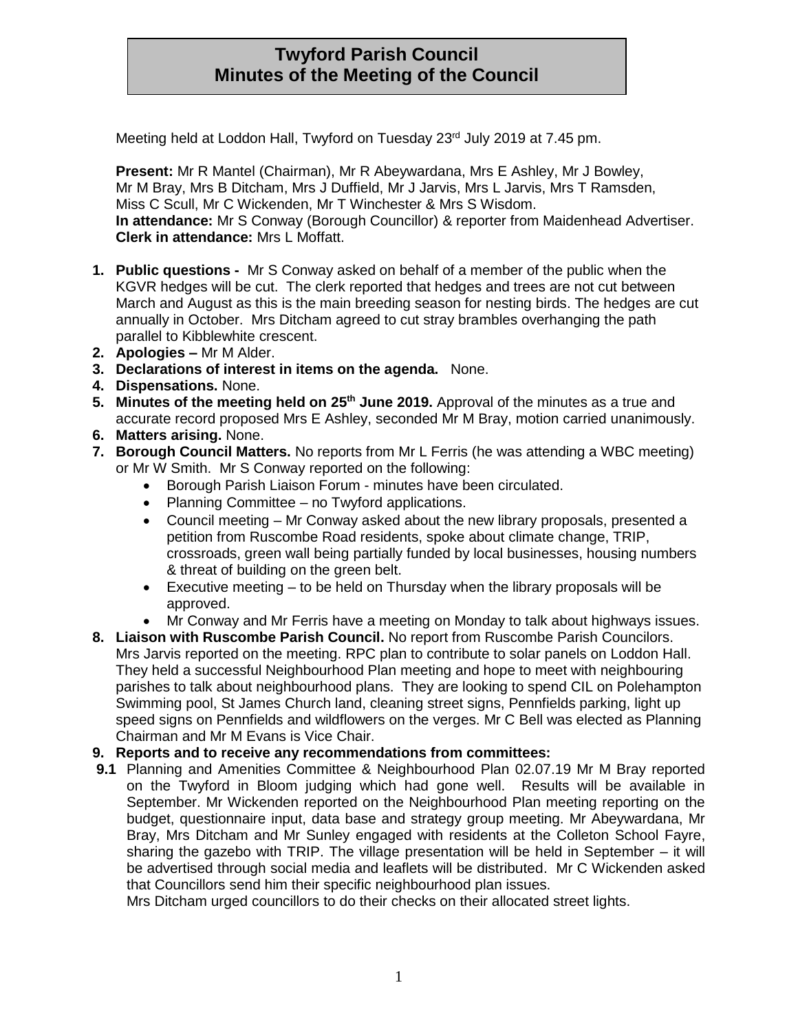# Twyford Parish Council
# Minutes of the Meeting of the Council

Meeting held at Loddon Hall, Twyford on Tuesday 23rd July 2019 at 7.45 pm.

**Present:** Mr R Mantel (Chairman), Mr R Abeywardana, Mrs E Ashley, Mr J Bowley, Mr M Bray, Mrs B Ditcham, Mrs J Duffield, Mr J Jarvis, Mrs L Jarvis, Mrs T Ramsden, Miss C Scull, Mr C Wickenden, Mr T Winchester & Mrs S Wisdom.
**In attendance:** Mr S Conway (Borough Councillor) & reporter from Maidenhead Advertiser.
**Clerk in attendance:** Mrs L Moffatt.

1. **Public questions -** Mr S Conway asked on behalf of a member of the public when the KGVR hedges will be cut. The clerk reported that hedges and trees are not cut between March and August as this is the main breeding season for nesting birds. The hedges are cut annually in October. Mrs Ditcham agreed to cut stray brambles overhanging the path parallel to Kibblewhite crescent.
2. **Apologies –** Mr M Alder.
3. **Declarations of interest in items on the agenda.** None.
4. **Dispensations.** None.
5. **Minutes of the meeting held on 25th June 2019.** Approval of the minutes as a true and accurate record proposed Mrs E Ashley, seconded Mr M Bray, motion carried unanimously.
6. **Matters arising.** None.
7. **Borough Council Matters.** No reports from Mr L Ferris (he was attending a WBC meeting) or Mr W Smith. Mr S Conway reported on the following:
   - Borough Parish Liaison Forum - minutes have been circulated.
   - Planning Committee – no Twyford applications.
   - Council meeting – Mr Conway asked about the new library proposals, presented a petition from Ruscombe Road residents, spoke about climate change, TRIP, crossroads, green wall being partially funded by local businesses, housing numbers & threat of building on the green belt.
   - Executive meeting – to be held on Thursday when the library proposals will be approved.
   - Mr Conway and Mr Ferris have a meeting on Monday to talk about highways issues.
8. **Liaison with Ruscombe Parish Council.** No report from Ruscombe Parish Councilors. Mrs Jarvis reported on the meeting. RPC plan to contribute to solar panels on Loddon Hall. They held a successful Neighbourhood Plan meeting and hope to meet with neighbouring parishes to talk about neighbourhood plans. They are looking to spend CIL on Polehampton Swimming pool, St James Church land, cleaning street signs, Pennfields parking, light up speed signs on Pennfields and wildflowers on the verges. Mr C Bell was elected as Planning Chairman and Mr M Evans is Vice Chair.
9. **Reports and to receive any recommendations from committees:**

**9.1** Planning and Amenities Committee & Neighbourhood Plan 02.07.19 Mr M Bray reported on the Twyford in Bloom judging which had gone well. Results will be available in September. Mr Wickenden reported on the Neighbourhood Plan meeting reporting on the budget, questionnaire input, data base and strategy group meeting. Mr Abeywardana, Mr Bray, Mrs Ditcham and Mr Sunley engaged with residents at the Colleton School Fayre, sharing the gazebo with TRIP. The village presentation will be held in September – it will be advertised through social media and leaflets will be distributed. Mr C Wickenden asked that Councillors send him their specific neighbourhood plan issues.
Mrs Ditcham urged councillors to do their checks on their allocated street lights.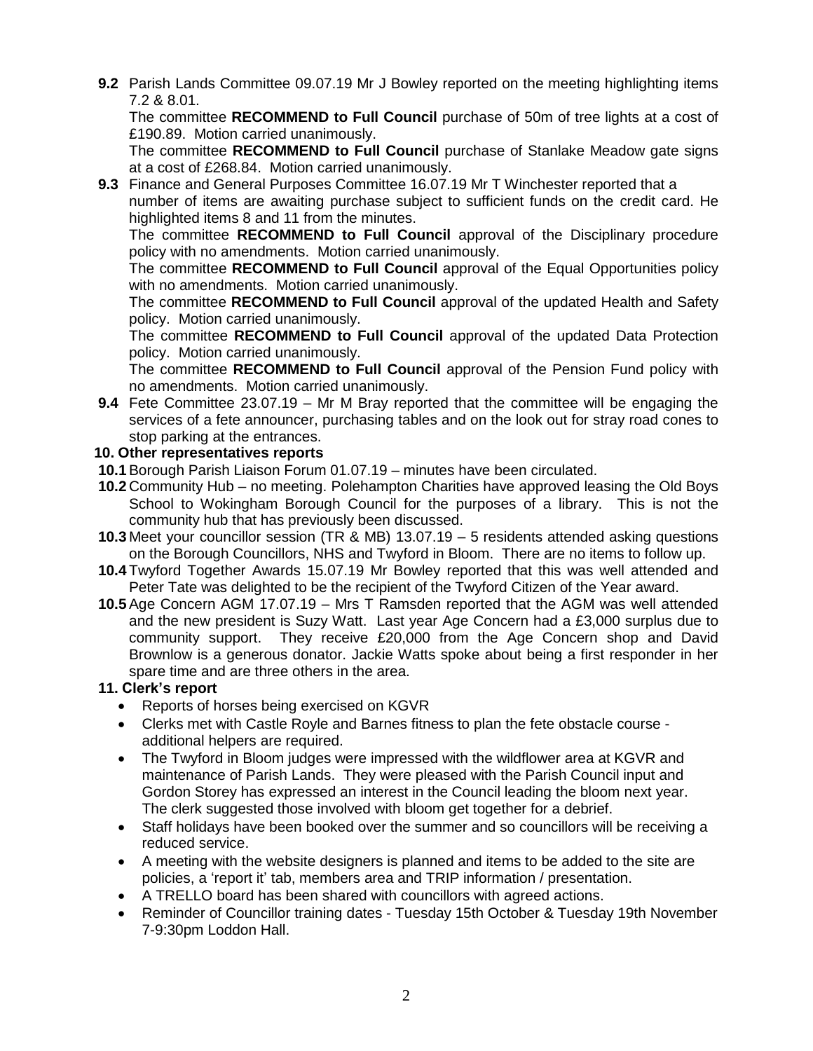**9.2** Parish Lands Committee 09.07.19 Mr J Bowley reported on the meeting highlighting items 7.2 & 8.01.

The committee **RECOMMEND to Full Council** purchase of 50m of tree lights at a cost of £190.89. Motion carried unanimously.

The committee **RECOMMEND to Full Council** purchase of Stanlake Meadow gate signs at a cost of £268.84. Motion carried unanimously.

**9.3** Finance and General Purposes Committee 16.07.19 Mr T Winchester reported that a number of items are awaiting purchase subject to sufficient funds on the credit card. He highlighted items 8 and 11 from the minutes.

The committee **RECOMMEND to Full Council** approval of the Disciplinary procedure policy with no amendments. Motion carried unanimously.

The committee **RECOMMEND to Full Council** approval of the Equal Opportunities policy with no amendments. Motion carried unanimously.

The committee **RECOMMEND to Full Council** approval of the updated Health and Safety policy. Motion carried unanimously.

The committee **RECOMMEND to Full Council** approval of the updated Data Protection policy. Motion carried unanimously.

The committee **RECOMMEND to Full Council** approval of the Pension Fund policy with no amendments. Motion carried unanimously.

**9.4** Fete Committee 23.07.19 – Mr M Bray reported that the committee will be engaging the services of a fete announcer, purchasing tables and on the look out for stray road cones to stop parking at the entrances.

**10. Other representatives reports**

**10.1** Borough Parish Liaison Forum 01.07.19 – minutes have been circulated.

**10.2** Community Hub – no meeting. Polehampton Charities have approved leasing the Old Boys School to Wokingham Borough Council for the purposes of a library. This is not the community hub that has previously been discussed.

**10.3** Meet your councillor session (TR & MB) 13.07.19 – 5 residents attended asking questions on the Borough Councillors, NHS and Twyford in Bloom. There are no items to follow up.

**10.4** Twyford Together Awards 15.07.19 Mr Bowley reported that this was well attended and Peter Tate was delighted to be the recipient of the Twyford Citizen of the Year award.

**10.5** Age Concern AGM 17.07.19 – Mrs T Ramsden reported that the AGM was well attended and the new president is Suzy Watt. Last year Age Concern had a £3,000 surplus due to community support. They receive £20,000 from the Age Concern shop and David Brownlow is a generous donator. Jackie Watts spoke about being a first responder in her spare time and are three others in the area.

**11. Clerk's report**

- Reports of horses being exercised on KGVR
- Clerks met with Castle Royle and Barnes fitness to plan the fete obstacle course - additional helpers are required.
- The Twyford in Bloom judges were impressed with the wildflower area at KGVR and maintenance of Parish Lands. They were pleased with the Parish Council input and Gordon Storey has expressed an interest in the Council leading the bloom next year. The clerk suggested those involved with bloom get together for a debrief.
- Staff holidays have been booked over the summer and so councillors will be receiving a reduced service.
- A meeting with the website designers is planned and items to be added to the site are policies, a 'report it' tab, members area and TRIP information / presentation.
- A TRELLO board has been shared with councillors with agreed actions.
- Reminder of Councillor training dates - Tuesday 15th October & Tuesday 19th November 7-9:30pm Loddon Hall.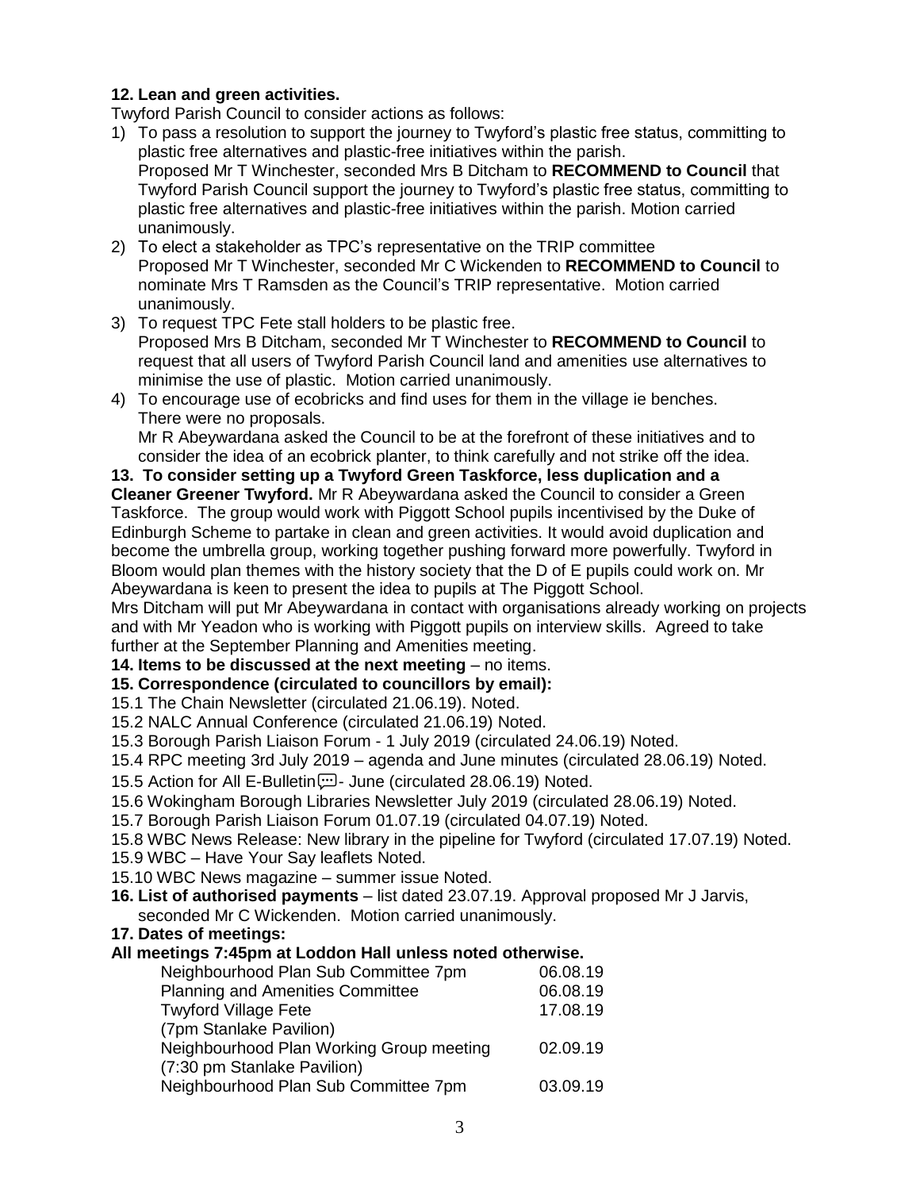**12. Lean and green activities.**

Twyford Parish Council to consider actions as follows:

1) To pass a resolution to support the journey to Twyford's plastic free status, committing to plastic free alternatives and plastic-free initiatives within the parish.
   Proposed Mr T Winchester, seconded Mrs B Ditcham to **RECOMMEND to Council** that Twyford Parish Council support the journey to Twyford's plastic free status, committing to plastic free alternatives and plastic-free initiatives within the parish. Motion carried unanimously.
2) To elect a stakeholder as TPC's representative on the TRIP committee
   Proposed Mr T Winchester, seconded Mr C Wickenden to **RECOMMEND to Council** to nominate Mrs T Ramsden as the Council's TRIP representative. Motion carried unanimously.
3) To request TPC Fete stall holders to be plastic free.
   Proposed Mrs B Ditcham, seconded Mr T Winchester to **RECOMMEND to Council** to request that all users of Twyford Parish Council land and amenities use alternatives to minimise the use of plastic. Motion carried unanimously.
4) To encourage use of ecobricks and find uses for them in the village ie benches.
   There were no proposals.
   Mr R Abeywardana asked the Council to be at the forefront of these initiatives and to consider the idea of an ecobrick planter, to think carefully and not strike off the idea.

**13. To consider setting up a Twyford Green Taskforce, less duplication and a Cleaner Greener Twyford.** Mr R Abeywardana asked the Council to consider a Green Taskforce. The group would work with Piggott School pupils incentivised by the Duke of Edinburgh Scheme to partake in clean and green activities. It would avoid duplication and become the umbrella group, working together pushing forward more powerfully. Twyford in Bloom would plan themes with the history society that the D of E pupils could work on. Mr Abeywardana is keen to present the idea to pupils at The Piggott School.

Mrs Ditcham will put Mr Abeywardana in contact with organisations already working on projects and with Mr Yeadon who is working with Piggott pupils on interview skills. Agreed to take further at the September Planning and Amenities meeting.

**14. Items to be discussed at the next meeting** – no items.

**15. Correspondence (circulated to councillors by email):**

15.1 The Chain Newsletter (circulated 21.06.19). Noted.
15.2 NALC Annual Conference (circulated 21.06.19) Noted.
15.3 Borough Parish Liaison Forum - 1 July 2019 (circulated 24.06.19) Noted.
15.4 RPC meeting 3rd July 2019 – agenda and June minutes (circulated 28.06.19) Noted.
15.5 Action for All E-Bulletin - June (circulated 28.06.19) Noted.
15.6 Wokingham Borough Libraries Newsletter July 2019 (circulated 28.06.19) Noted.
15.7 Borough Parish Liaison Forum 01.07.19 (circulated 04.07.19) Noted.
15.8 WBC News Release: New library in the pipeline for Twyford (circulated 17.07.19) Noted.
15.9 WBC – Have Your Say leaflets Noted.
15.10 WBC News magazine – summer issue Noted.

**16. List of authorised payments** – list dated 23.07.19. Approval proposed Mr J Jarvis, seconded Mr C Wickenden. Motion carried unanimously.

**17. Dates of meetings:**

**All meetings 7:45pm at Loddon Hall unless noted otherwise.**

| | |
|---|---|
| Neighbourhood Plan Sub Committee 7pm | 06.08.19 |
| Planning and Amenities Committee | 06.08.19 |
| Twyford Village Fete | 17.08.19 |
| (7pm Stanlake Pavilion) | |
| Neighbourhood Plan Working Group meeting | 02.09.19 |
| (7:30 pm Stanlake Pavilion) | |
| Neighbourhood Plan Sub Committee 7pm | 03.09.19 |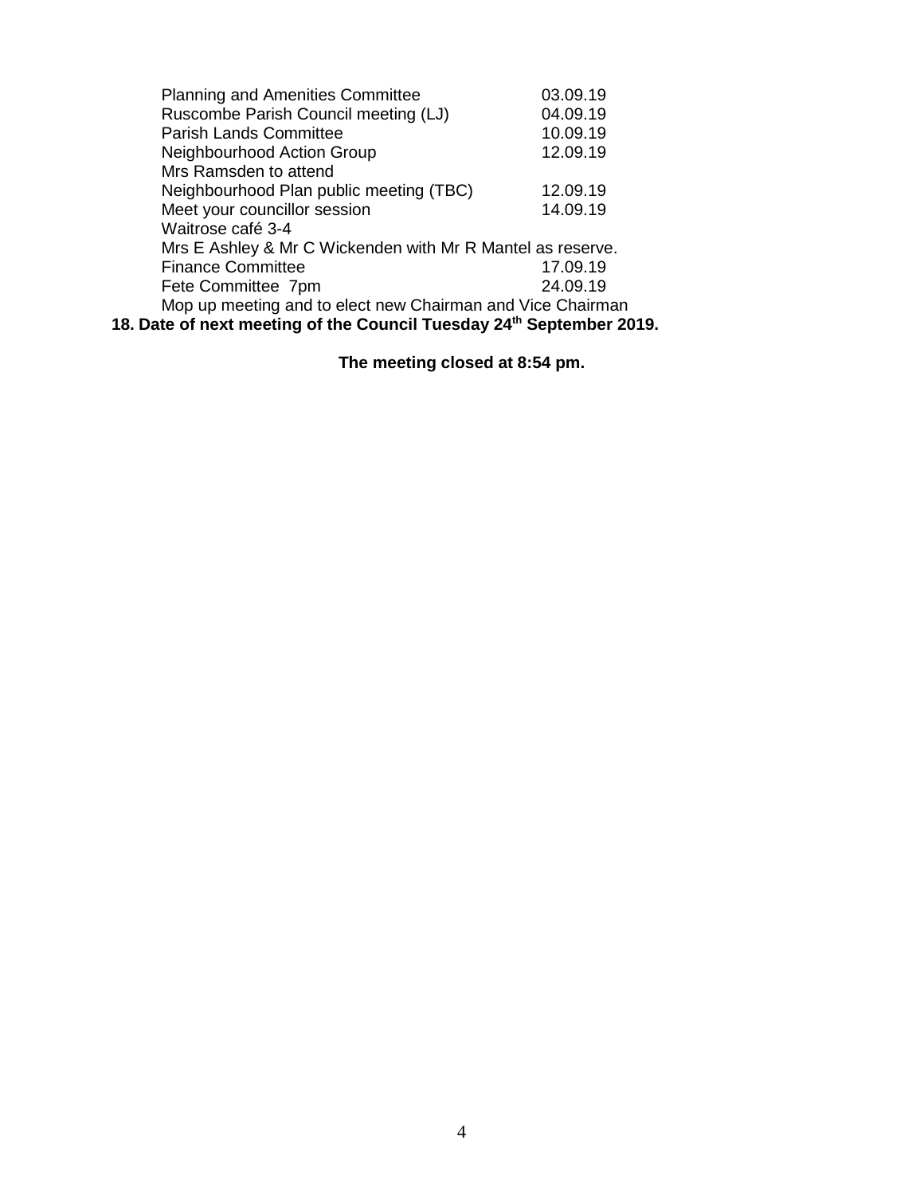| | |
|---|---|
| Planning and Amenities Committee | 03.09.19 |
| Ruscombe Parish Council meeting (LJ) | 04.09.19 |
| Parish Lands Committee | 10.09.19 |
| Neighbourhood Action Group | 12.09.19 |
| Mrs Ramsden to attend | |
| Neighbourhood Plan public meeting (TBC) | 12.09.19 |
| Meet your councillor session | 14.09.19 |
| Waitrose café 3-4 | |
| Mrs E Ashley & Mr C Wickenden with Mr R Mantel as reserve. | |
| Finance Committee | 17.09.19 |
| Fete Committee 7pm | 24.09.19 |
| Mop up meeting and to elect new Chairman and Vice Chairman | |

**18. Date of next meeting of the Council Tuesday 24th September 2019.**

**The meeting closed at 8:54 pm.**